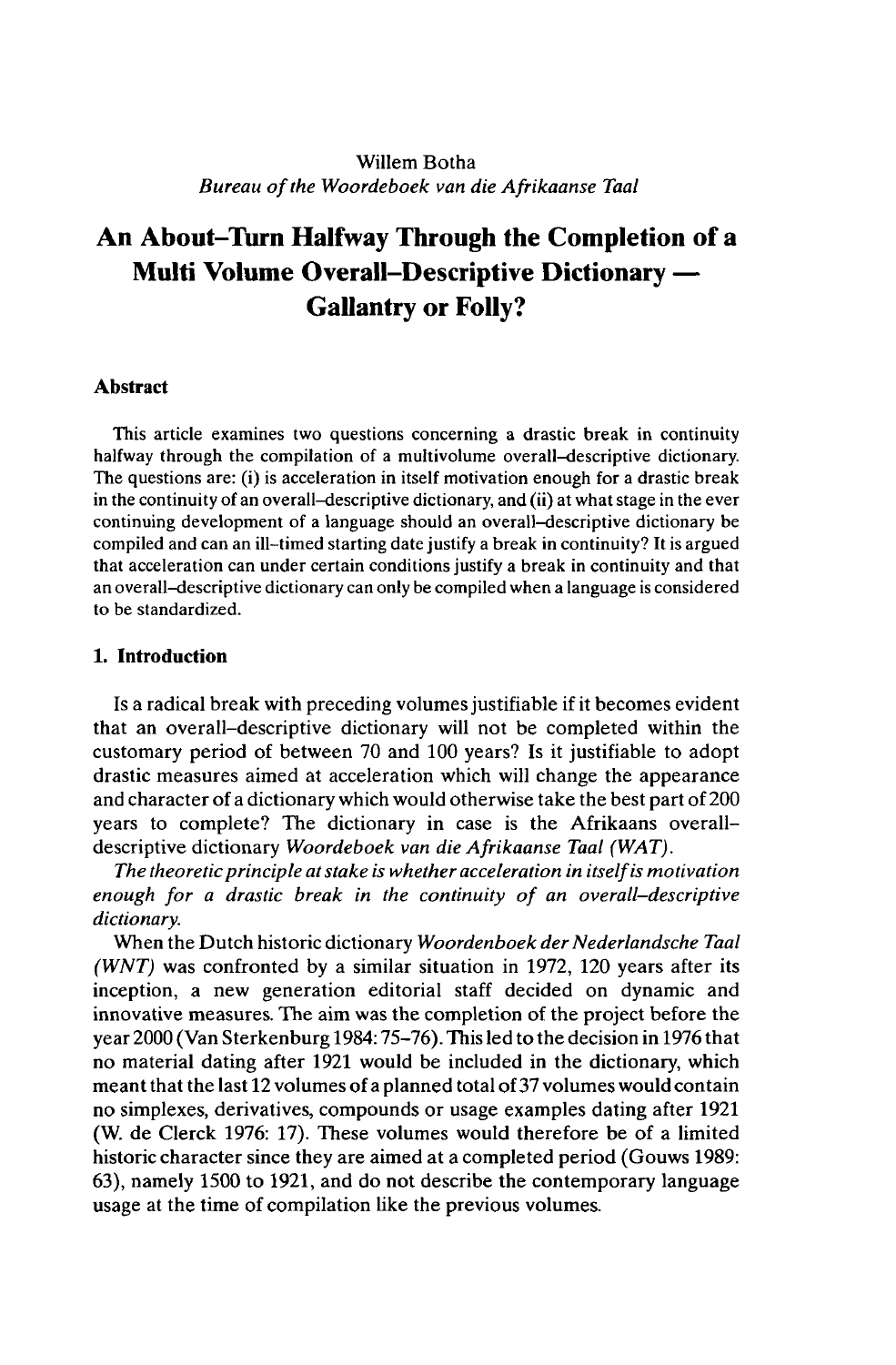Willem Botha
*Bureau of the Woordeboek van die Afrikaanse Taal*

# An About-Turn Halfway Through the Completion of a Multi Volume Overall-Descriptive Dictionary — Gallantry or Folly?

## Abstract

This article examines two questions concerning a drastic break in continuity halfway through the compilation of a multivolume overall-descriptive dictionary. The questions are: (i) is acceleration in itself motivation enough for a drastic break in the continuity of an overall-descriptive dictionary, and (ii) at what stage in the ever continuing development of a language should an overall-descriptive dictionary be compiled and can an ill-timed starting date justify a break in continuity? It is argued that acceleration can under certain conditions justify a break in continuity and that an overall-descriptive dictionary can only be compiled when a language is considered to be standardized.

## 1. Introduction

Is a radical break with preceding volumes justifiable if it becomes evident that an overall-descriptive dictionary will not be completed within the customary period of between 70 and 100 years? Is it justifiable to adopt drastic measures aimed at acceleration which will change the appearance and character of a dictionary which would otherwise take the best part of 200 years to complete? The dictionary in case is the Afrikaans overall-descriptive dictionary *Woordeboek van die Afrikaanse Taal (WAT)*.

*The theoretic principle at stake is whether acceleration in itself is motivation enough for a drastic break in the continuity of an overall-descriptive dictionary.*

When the Dutch historic dictionary *Woordenboek der Nederlandsche Taal (WNT)* was confronted by a similar situation in 1972, 120 years after its inception, a new generation editorial staff decided on dynamic and innovative measures. The aim was the completion of the project before the year 2000 (Van Sterkenburg 1984: 75–76). This led to the decision in 1976 that no material dating after 1921 would be included in the dictionary, which meant that the last 12 volumes of a planned total of 37 volumes would contain no simplexes, derivatives, compounds or usage examples dating after 1921 (W. de Clerck 1976: 17). These volumes would therefore be of a limited historic character since they are aimed at a completed period (Gouws 1989: 63), namely 1500 to 1921, and do not describe the contemporary language usage at the time of compilation like the previous volumes.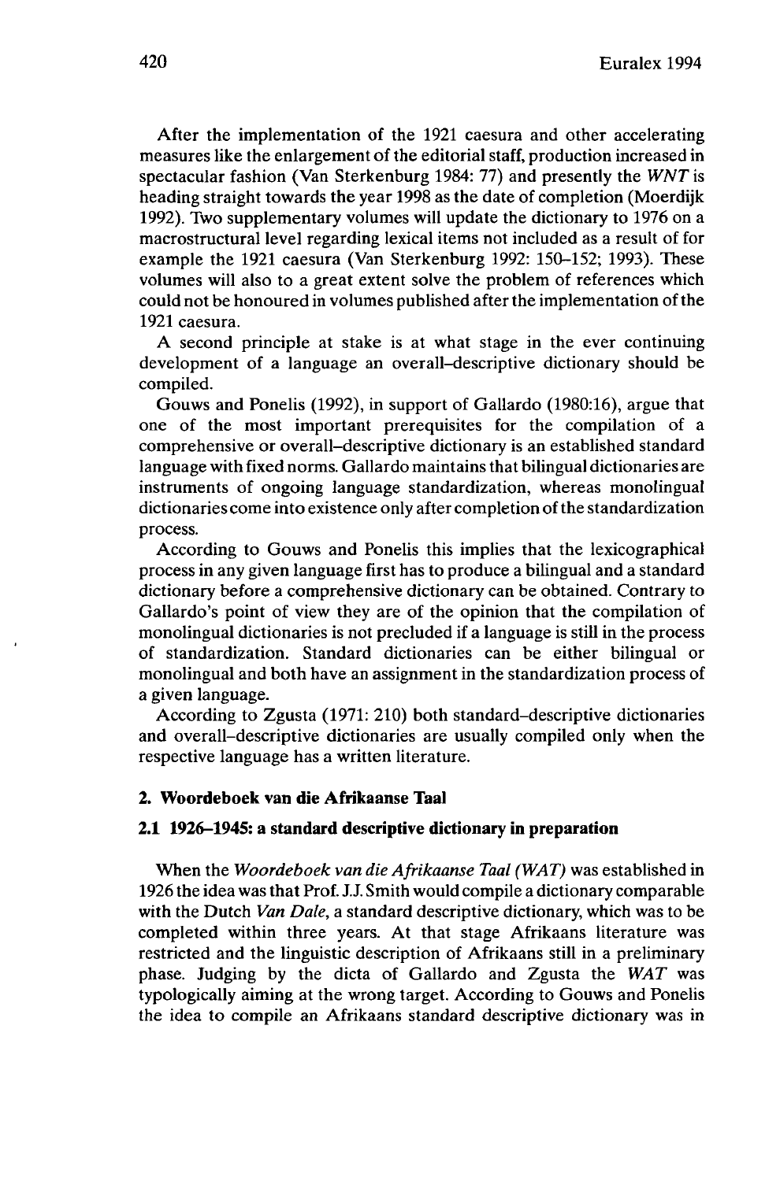After the implementation of the 1921 caesura and other accelerating measures like the enlargement of the editorial staff, production increased in spectacular fashion (Van Sterkenburg 1984: 77) and presently the *WNT* is heading straight towards the year 1998 as the date of completion (Moerdijk 1992). Two supplementary volumes will update the dictionary to 1976 on a macrostructural level regarding lexical items not included as a result of for example the 1921 caesura (Van Sterkenburg 1992: 150–152; 1993). These volumes will also to a great extent solve the problem of references which could not be honoured in volumes published after the implementation of the 1921 caesura.

A second principle at stake is at what stage in the ever continuing development of a language an overall–descriptive dictionary should be compiled.

Gouws and Ponelis (1992), in support of Gallardo (1980:16), argue that one of the most important prerequisites for the compilation of a comprehensive or overall–descriptive dictionary is an established standard language with fixed norms. Gallardo maintains that bilingual dictionaries are instruments of ongoing language standardization, whereas monolingual dictionaries come into existence only after completion of the standardization process.

According to Gouws and Ponelis this implies that the lexicographical process in any given language first has to produce a bilingual and a standard dictionary before a comprehensive dictionary can be obtained. Contrary to Gallardo's point of view they are of the opinion that the compilation of monolingual dictionaries is not precluded if a language is still in the process of standardization. Standard dictionaries can be either bilingual or monolingual and both have an assignment in the standardization process of a given language.

According to Zgusta (1971: 210) both standard–descriptive dictionaries and overall–descriptive dictionaries are usually compiled only when the respective language has a written literature.

## 2. Woordeboek van die Afrikaanse Taal

### 2.1 1926–1945: a standard descriptive dictionary in preparation

When the *Woordeboek van die Afrikaanse Taal (WAT)* was established in 1926 the idea was that Prof. J.J. Smith would compile a dictionary comparable with the Dutch *Van Dale*, a standard descriptive dictionary, which was to be completed within three years. At that stage Afrikaans literature was restricted and the linguistic description of Afrikaans still in a preliminary phase. Judging by the dicta of Gallardo and Zgusta the *WAT* was typologically aiming at the wrong target. According to Gouws and Ponelis the idea to compile an Afrikaans standard descriptive dictionary was in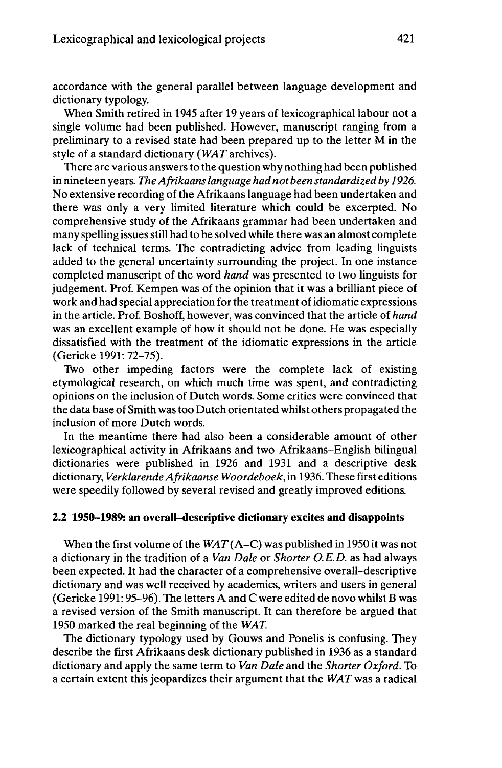accordance with the general parallel between language development and dictionary typology.

When Smith retired in 1945 after 19 years of lexicographical labour not a single volume had been published. However, manuscript ranging from a preliminary to a revised state had been prepared up to the letter M in the style of a standard dictionary (*WAT* archives).

There are various answers to the question why nothing had been published in nineteen years. *The Afrikaans language had not been standardized by 1926.* No extensive recording of the Afrikaans language had been undertaken and there was only a very limited literature which could be excerpted. No comprehensive study of the Afrikaans grammar had been undertaken and many spelling issues still had to be solved while there was an almost complete lack of technical terms. The contradicting advice from leading linguists added to the general uncertainty surrounding the project. In one instance completed manuscript of the word *hand* was presented to two linguists for judgement. Prof. Kempen was of the opinion that it was a brilliant piece of work and had special appreciation for the treatment of idiomatic expressions in the article. Prof. Boshoff, however, was convinced that the article of *hand* was an excellent example of how it should not be done. He was especially dissatisfied with the treatment of the idiomatic expressions in the article (Gericke 1991: 72–75).

Two other impeding factors were the complete lack of existing etymological research, on which much time was spent, and contradicting opinions on the inclusion of Dutch words. Some critics were convinced that the data base of Smith was too Dutch orientated whilst others propagated the inclusion of more Dutch words.

In the meantime there had also been a considerable amount of other lexicographical activity in Afrikaans and two Afrikaans–English bilingual dictionaries were published in 1926 and 1931 and a descriptive desk dictionary, *Verklarende Afrikaanse Woordeboek*, in 1936. These first editions were speedily followed by several revised and greatly improved editions.

### 2.2 1950–1989: an overall–descriptive dictionary excites and disappoints

When the first volume of the *WAT* (A–C) was published in 1950 it was not a dictionary in the tradition of a *Van Dale* or *Shorter O.E.D.* as had always been expected. It had the character of a comprehensive overall–descriptive dictionary and was well received by academics, writers and users in general (Gericke 1991: 95–96). The letters A and C were edited de novo whilst B was a revised version of the Smith manuscript. It can therefore be argued that 1950 marked the real beginning of the *WAT*.

The dictionary typology used by Gouws and Ponelis is confusing. They describe the first Afrikaans desk dictionary published in 1936 as a standard dictionary and apply the same term to *Van Dale* and the *Shorter Oxford*. To a certain extent this jeopardizes their argument that the *WAT* was a radical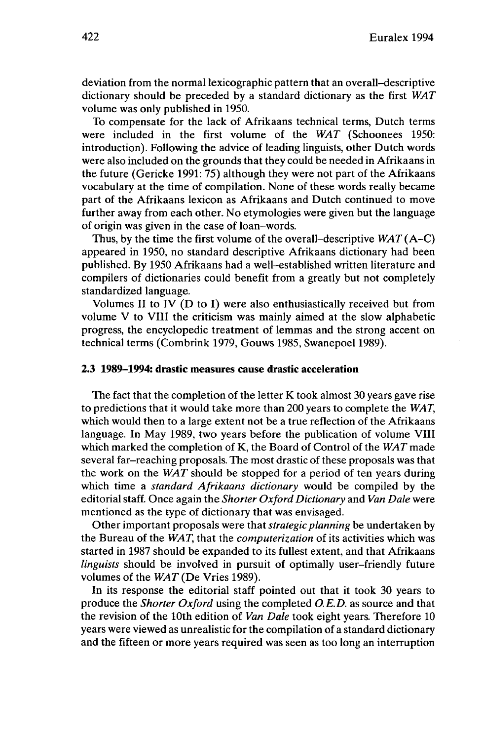deviation from the normal lexicographic pattern that an overall–descriptive dictionary should be preceded by a standard dictionary as the first *WAT* volume was only published in 1950.

To compensate for the lack of Afrikaans technical terms, Dutch terms were included in the first volume of the *WAT* (Schoonees 1950: introduction). Following the advice of leading linguists, other Dutch words were also included on the grounds that they could be needed in Afrikaans in the future (Gericke 1991: 75) although they were not part of the Afrikaans vocabulary at the time of compilation. None of these words really became part of the Afrikaans lexicon as Afrikaans and Dutch continued to move further away from each other. No etymologies were given but the language of origin was given in the case of loan–words.

Thus, by the time the first volume of the overall–descriptive *WAT* (A–C) appeared in 1950, no standard descriptive Afrikaans dictionary had been published. By 1950 Afrikaans had a well–established written literature and compilers of dictionaries could benefit from a greatly but not completely standardized language.

Volumes II to IV (D to I) were also enthusiastically received but from volume V to VIII the criticism was mainly aimed at the slow alphabetic progress, the encyclopedic treatment of lemmas and the strong accent on technical terms (Combrink 1979, Gouws 1985, Swanepoel 1989).

### 2.3 1989–1994: drastic measures cause drastic acceleration

The fact that the completion of the letter K took almost 30 years gave rise to predictions that it would take more than 200 years to complete the *WAT*, which would then to a large extent not be a true reflection of the Afrikaans language. In May 1989, two years before the publication of volume VIII which marked the completion of K, the Board of Control of the *WAT* made several far–reaching proposals. The most drastic of these proposals was that the work on the *WAT* should be stopped for a period of ten years during which time a *standard Afrikaans dictionary* would be compiled by the editorial staff. Once again the *Shorter Oxford Dictionary* and *Van Dale* were mentioned as the type of dictionary that was envisaged.

Other important proposals were that *strategic planning* be undertaken by the Bureau of the *WAT*, that the *computerization* of its activities which was started in 1987 should be expanded to its fullest extent, and that Afrikaans *linguists* should be involved in pursuit of optimally user–friendly future volumes of the *WAT* (De Vries 1989).

In its response the editorial staff pointed out that it took 30 years to produce the *Shorter Oxford* using the completed *O.E.D.* as source and that the revision of the 10th edition of *Van Dale* took eight years. Therefore 10 years were viewed as unrealistic for the compilation of a standard dictionary and the fifteen or more years required was seen as too long an interruption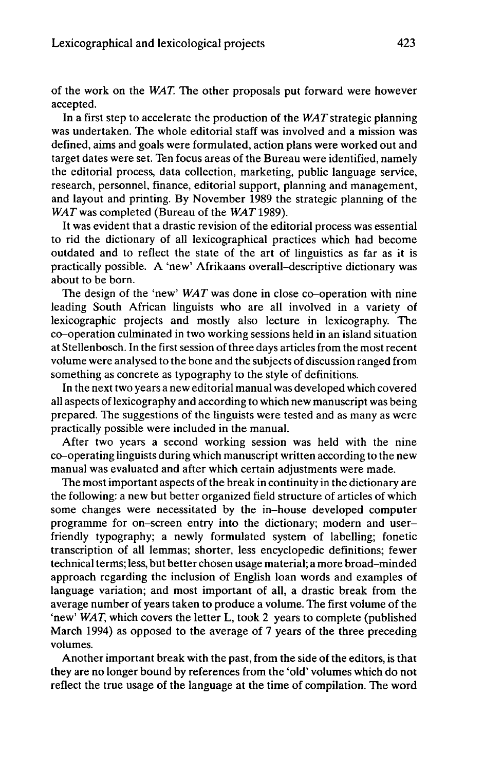of the work on the *WAT*. The other proposals put forward were however accepted.

In a first step to accelerate the production of the *WAT* strategic planning was undertaken. The whole editorial staff was involved and a mission was defined, aims and goals were formulated, action plans were worked out and target dates were set. Ten focus areas of the Bureau were identified, namely the editorial process, data collection, marketing, public language service, research, personnel, finance, editorial support, planning and management, and layout and printing. By November 1989 the strategic planning of the *WAT* was completed (Bureau of the *WAT* 1989).

It was evident that a drastic revision of the editorial process was essential to rid the dictionary of all lexicographical practices which had become outdated and to reflect the state of the art of linguistics as far as it is practically possible. A 'new' Afrikaans overall–descriptive dictionary was about to be born.

The design of the 'new' *WAT* was done in close co–operation with nine leading South African linguists who are all involved in a variety of lexicographic projects and mostly also lecture in lexicography. The co–operation culminated in two working sessions held in an island situation at Stellenbosch. In the first session of three days articles from the most recent volume were analysed to the bone and the subjects of discussion ranged from something as concrete as typography to the style of definitions.

In the next two years a new editorial manual was developed which covered all aspects of lexicography and according to which new manuscript was being prepared. The suggestions of the linguists were tested and as many as were practically possible were included in the manual.

After two years a second working session was held with the nine co–operating linguists during which manuscript written according to the new manual was evaluated and after which certain adjustments were made.

The most important aspects of the break in continuity in the dictionary are the following: a new but better organized field structure of articles of which some changes were necessitated by the in–house developed computer programme for on–screen entry into the dictionary; modern and user–friendly typography; a newly formulated system of labelling; fonetic transcription of all lemmas; shorter, less encyclopedic definitions; fewer technical terms; less, but better chosen usage material; a more broad–minded approach regarding the inclusion of English loan words and examples of language variation; and most important of all, a drastic break from the average number of years taken to produce a volume. The first volume of the 'new' *WAT*, which covers the letter L, took 2 years to complete (published March 1994) as opposed to the average of 7 years of the three preceding volumes.

Another important break with the past, from the side of the editors, is that they are no longer bound by references from the 'old' volumes which do not reflect the true usage of the language at the time of compilation. The word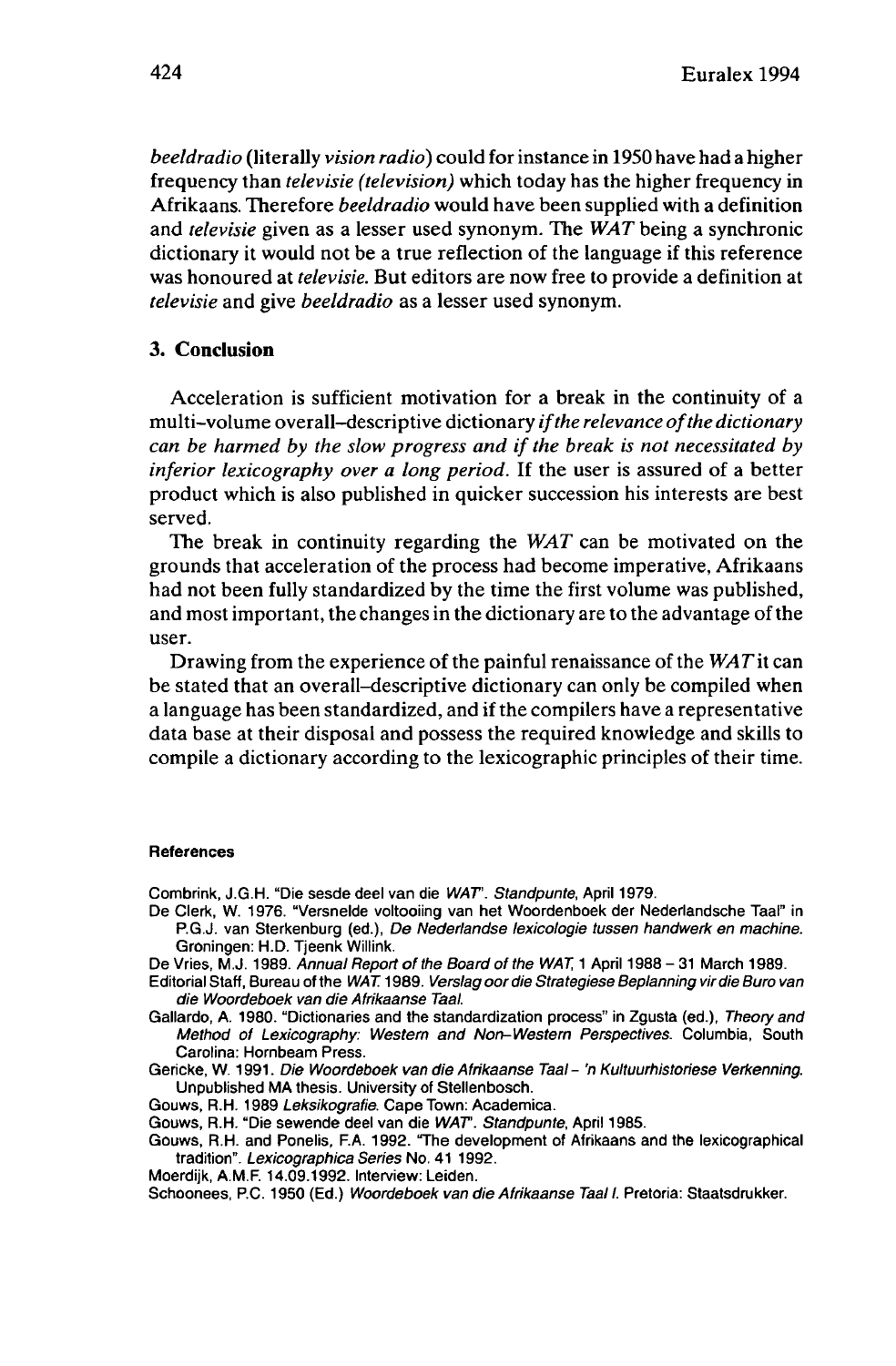*beeldradio* (literally *vision radio*) could for instance in 1950 have had a higher frequency than *televisie (television)* which today has the higher frequency in Afrikaans. Therefore *beeldradio* would have been supplied with a definition and *televisie* given as a lesser used synonym. The *WAT* being a synchronic dictionary it would not be a true reflection of the language if this reference was honoured at *televisie*. But editors are now free to provide a definition at *televisie* and give *beeldradio* as a lesser used synonym.

## 3. Conclusion

Acceleration is sufficient motivation for a break in the continuity of a multi-volume overall–descriptive dictionary *if the relevance of the dictionary can be harmed by the slow progress and if the break is not necessitated by inferior lexicography over a long period.* If the user is assured of a better product which is also published in quicker succession his interests are best served.

The break in continuity regarding the *WAT* can be motivated on the grounds that acceleration of the process had become imperative, Afrikaans had not been fully standardized by the time the first volume was published, and most important, the changes in the dictionary are to the advantage of the user.

Drawing from the experience of the painful renaissance of the *WAT* it can be stated that an overall–descriptive dictionary can only be compiled when a language has been standardized, and if the compilers have a representative data base at their disposal and possess the required knowledge and skills to compile a dictionary according to the lexicographic principles of their time.

#### References

Combrink, J.G.H. "Die sesde deel van die *WAT*". *Standpunte*, April 1979.

De Clerk, W. 1976. "Versnelde voltooiing van het Woordenboek der Nederlandsche Taal" in P.G.J. van Sterkenburg (ed.), *De Nederlandse lexicologie tussen handwerk en machine.* Groningen: H.D. Tjeenk Willink.

De Vries, M.J. 1989. *Annual Report of the Board of the WAT*, 1 April 1988 – 31 March 1989.

Editorial Staff, Bureau of the *WAT*. 1989. *Verslag oor die Strategiese Beplanning vir die Buro van die Woordeboek van die Afrikaanse Taal.*

Gallardo, A. 1980. "Dictionaries and the standardization process" in Zgusta (ed.), *Theory and Method of Lexicography: Western and Non-Western Perspectives.* Columbia, South Carolina: Hornbeam Press.

Gericke, W. 1991. *Die Woordeboek van die Afrikaanse Taal – 'n Kultuurhistoriese Verkenning.* Unpublished MA thesis. University of Stellenbosch.

Gouws, R.H. 1989 *Leksikografie.* Cape Town: Academica.

Gouws, R.H. "Die sewende deel van die *WAT*". *Standpunte*, April 1985.

Gouws, R.H. and Ponelis, F.A. 1992. "The development of Afrikaans and the lexicographical tradition". *Lexicographica Series* No. 41 1992.

Moerdijk, A.M.F. 14.09.1992. Interview: Leiden.

Schoonees, P.C. 1950 (Ed.) *Woordeboek van die Afrikaanse Taal I.* Pretoria: Staatsdrukker.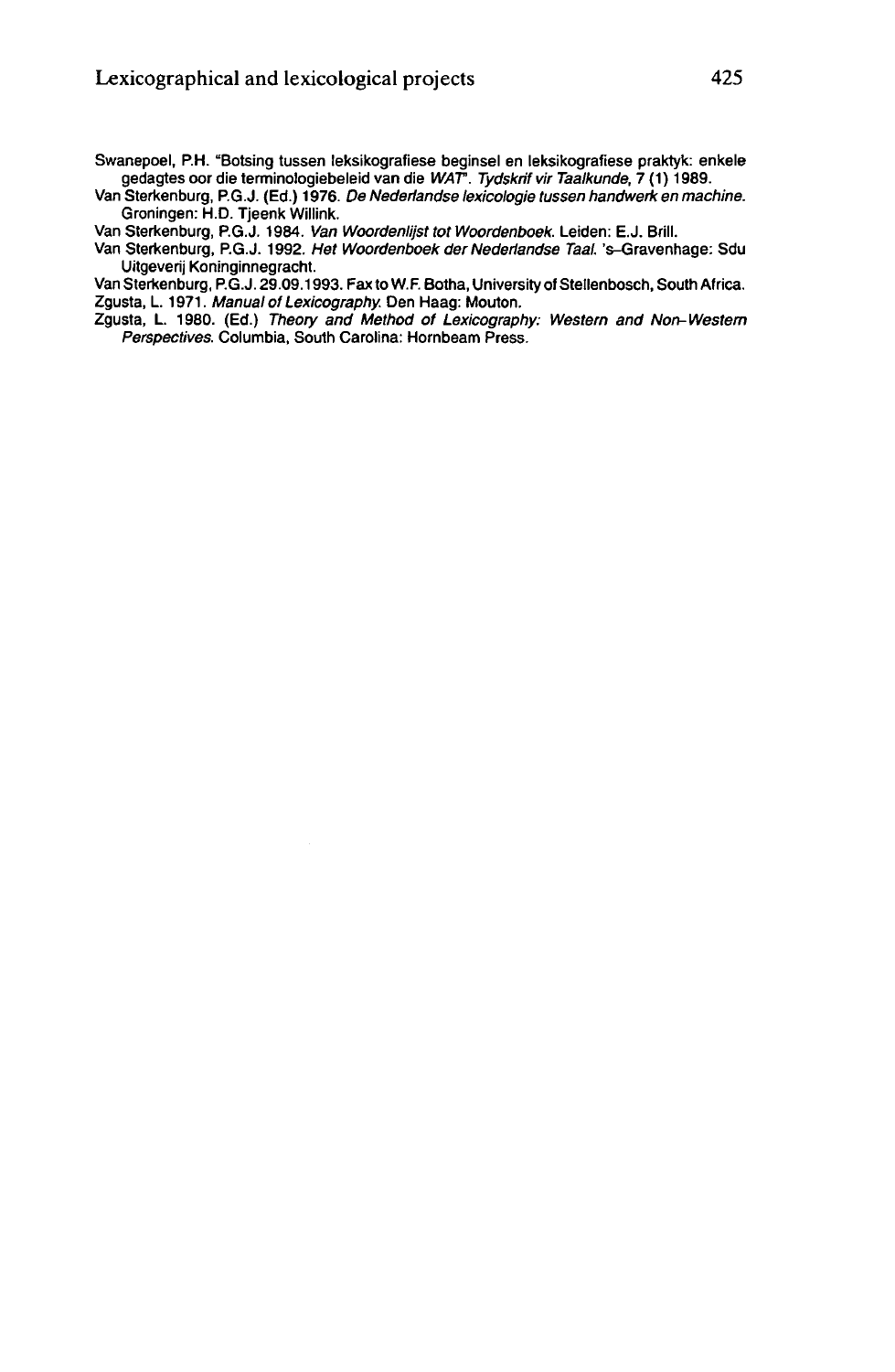Swanepoel, P.H. "Botsing tussen leksikografiese beginsel en leksikografiese praktyk: enkele gedagtes oor die terminologiebeleid van die *WAT*". *Tydskrif vir Taalkunde*, 7 (1) 1989.

Van Sterkenburg, P.G.J. (Ed.) 1976. *De Nederlandse lexicologie tussen handwerk en machine.* Groningen: H.D. Tjeenk Willink.

Van Sterkenburg, P.G.J. 1984. *Van Woordenlijst tot Woordenboek.* Leiden: E.J. Brill.

Van Sterkenburg, P.G.J. 1992. *Het Woordenboek der Nederlandse Taal.* 's-Gravenhage: Sdu Uitgeverij Koninginnegracht.

Van Sterkenburg, P.G.J. 29.09.1993. Fax to W.F. Botha, University of Stellenbosch, South Africa.

Zgusta, L. 1971. *Manual of Lexicography.* Den Haag: Mouton.

Zgusta, L. 1980. (Ed.) *Theory and Method of Lexicography: Western and Non-Western Perspectives.* Columbia, South Carolina: Hornbeam Press.